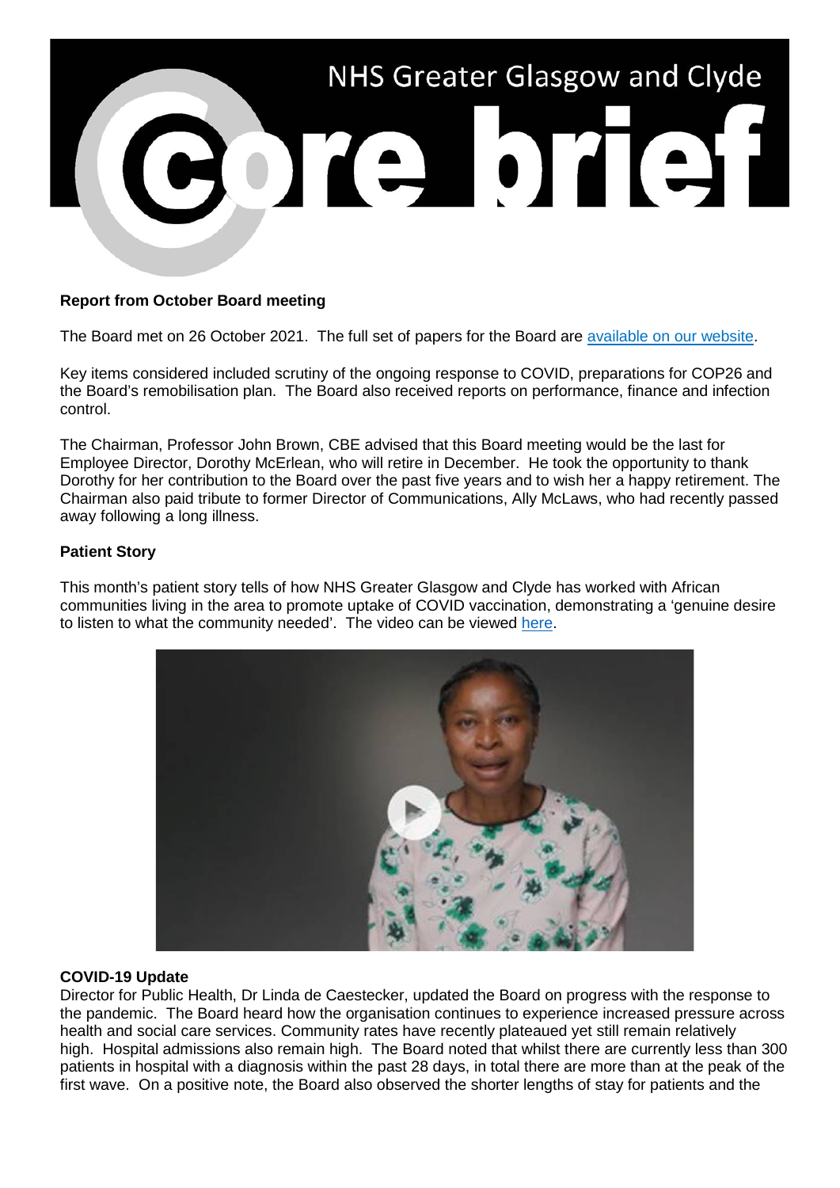# NHS Greater Glasgow and Clyde core brief

**Report from October Board meeting**

The Board met on 26 October 2021. The full set of papers for the Board are available on our website.

Key items considered included scrutiny of the ongoing response to COVID, preparations for COP26 and the Board's remobilisation plan. The Board also received reports on performance, finance and infection control.

The Chairman, Professor John Brown, CBE advised that this Board meeting would be the last for Employee Director, Dorothy McErlean, who will retire in December. He took the opportunity to thank Dorothy for her contribution to the Board over the past five years and to wish her a happy retirement. The Chairman also paid tribute to former Director of Communications, Ally McLaws, who had recently passed away following a long illness.

**Patient Story**

This month's patient story tells of how NHS Greater Glasgow and Clyde has worked with African communities living in the area to promote uptake of COVID vaccination, demonstrating a 'genuine desire to listen to what the community needed'. The video can be viewed here.

**COVID-19 Update**

Director for Public Health, Dr Linda de Caestecker, updated the Board on progress with the response to the pandemic. The Board heard how the organisation continues to experience increased pressure across health and social care services. Community rates have recently plateaued yet still remain relatively high. Hospital admissions also remain high. The Board noted that whilst there are currently less than 300 patients in hospital with a diagnosis within the past 28 days, in total there are more than at the peak of the first wave. On a positive note, the Board also observed the shorter lengths of stay for patients and the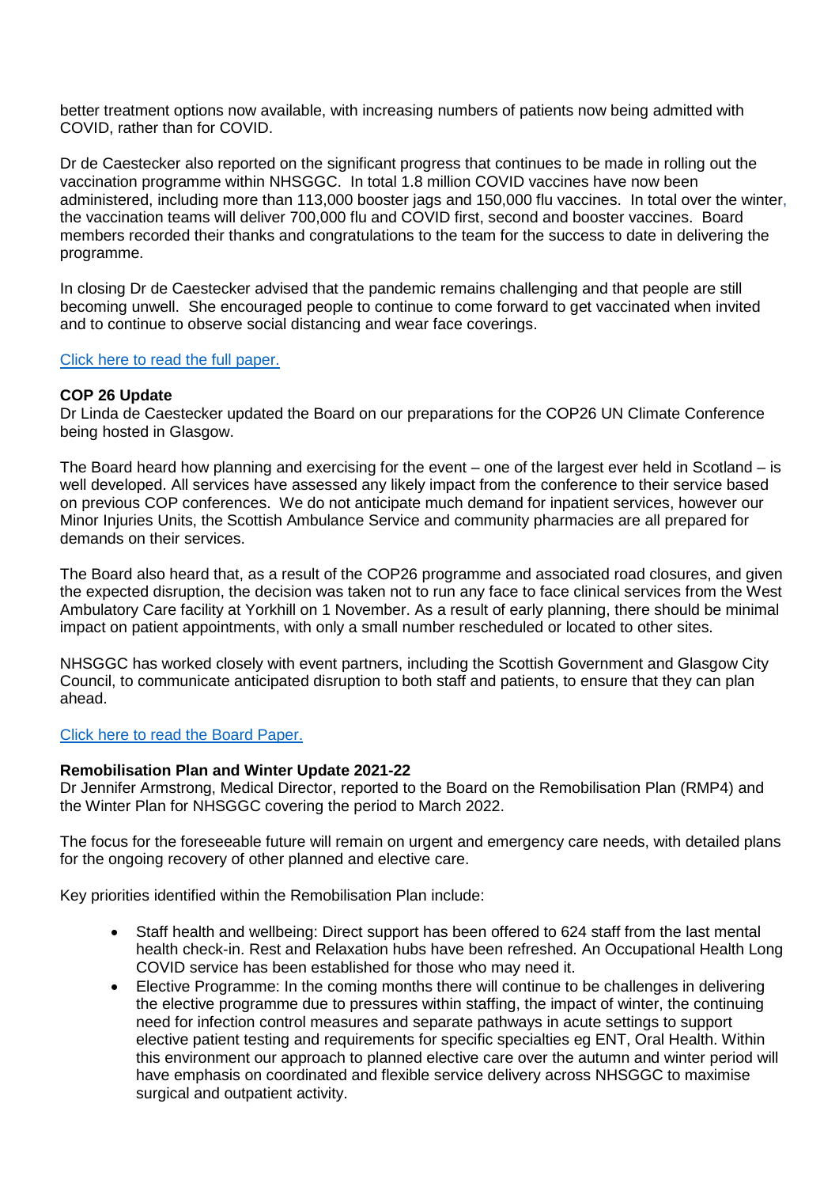better treatment options now available, with increasing numbers of patients now being admitted with COVID, rather than for COVID.

Dr de Caestecker also reported on the significant progress that continues to be made in rolling out the vaccination programme within NHSGGC. In total 1.8 million COVID vaccines have now been administered, including more than 113,000 booster jags and 150,000 flu vaccines. In total over the winter, the vaccination teams will deliver 700,000 flu and COVID first, second and booster vaccines. Board members recorded their thanks and congratulations to the team for the success to date in delivering the programme.

In closing Dr de Caestecker advised that the pandemic remains challenging and that people are still becoming unwell. She encouraged people to continue to come forward to get vaccinated when invited and to continue to observe social distancing and wear face coverings.

Click here to read the full paper.

**COP 26 Update**

Dr Linda de Caestecker updated the Board on our preparations for the COP26 UN Climate Conference being hosted in Glasgow.

The Board heard how planning and exercising for the event – one of the largest ever held in Scotland – is well developed. All services have assessed any likely impact from the conference to their service based on previous COP conferences. We do not anticipate much demand for inpatient services, however our Minor Injuries Units, the Scottish Ambulance Service and community pharmacies are all prepared for demands on their services.

The Board also heard that, as a result of the COP26 programme and associated road closures, and given the expected disruption, the decision was taken not to run any face to face clinical services from the West Ambulatory Care facility at Yorkhill on 1 November. As a result of early planning, there should be minimal impact on patient appointments, with only a small number rescheduled or located to other sites.

NHSGGC has worked closely with event partners, including the Scottish Government and Glasgow City Council, to communicate anticipated disruption to both staff and patients, to ensure that they can plan ahead.

Click here to read the Board Paper.

**Remobilisation Plan and Winter Update 2021-22**

Dr Jennifer Armstrong, Medical Director, reported to the Board on the Remobilisation Plan (RMP4) and the Winter Plan for NHSGGC covering the period to March 2022.

The focus for the foreseeable future will remain on urgent and emergency care needs, with detailed plans for the ongoing recovery of other planned and elective care.

Key priorities identified within the Remobilisation Plan include:

- Staff health and wellbeing: Direct support has been offered to 624 staff from the last mental health check-in. Rest and Relaxation hubs have been refreshed. An Occupational Health Long COVID service has been established for those who may need it.
- Elective Programme: In the coming months there will continue to be challenges in delivering the elective programme due to pressures within staffing, the impact of winter, the continuing need for infection control measures and separate pathways in acute settings to support elective patient testing and requirements for specific specialties eg ENT, Oral Health. Within this environment our approach to planned elective care over the autumn and winter period will have emphasis on coordinated and flexible service delivery across NHSGGC to maximise surgical and outpatient activity.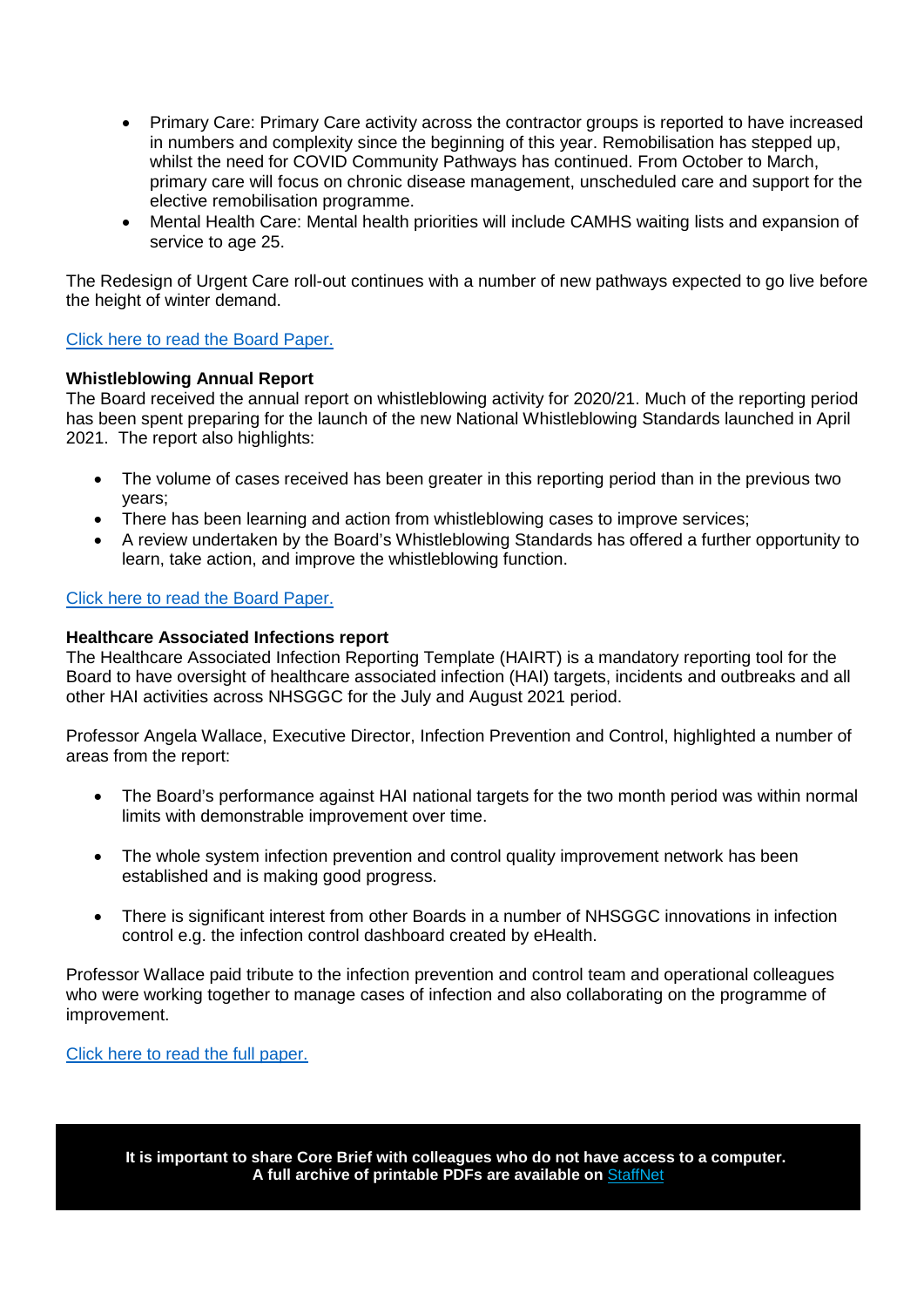- Primary Care: Primary Care activity across the contractor groups is reported to have increased in numbers and complexity since the beginning of this year. Remobilisation has stepped up, whilst the need for COVID Community Pathways has continued. From October to March, primary care will focus on chronic disease management, unscheduled care and support for the elective remobilisation programme.
- Mental Health Care: Mental health priorities will include CAMHS waiting lists and expansion of service to age 25.

The Redesign of Urgent Care roll-out continues with a number of new pathways expected to go live before the height of winter demand.

Click here to read the Board Paper.

**Whistleblowing Annual Report**

The Board received the annual report on whistleblowing activity for 2020/21. Much of the reporting period has been spent preparing for the launch of the new National Whistleblowing Standards launched in April 2021. The report also highlights:

- The volume of cases received has been greater in this reporting period than in the previous two years;
- There has been learning and action from whistleblowing cases to improve services;
- A review undertaken by the Board's Whistleblowing Standards has offered a further opportunity to learn, take action, and improve the whistleblowing function.

Click here to read the Board Paper.

**Healthcare Associated Infections report**

The Healthcare Associated Infection Reporting Template (HAIRT) is a mandatory reporting tool for the Board to have oversight of healthcare associated infection (HAI) targets, incidents and outbreaks and all other HAI activities across NHSGGC for the July and August 2021 period.

Professor Angela Wallace, Executive Director, Infection Prevention and Control, highlighted a number of areas from the report:

- The Board's performance against HAI national targets for the two month period was within normal limits with demonstrable improvement over time.
- The whole system infection prevention and control quality improvement network has been established and is making good progress.
- There is significant interest from other Boards in a number of NHSGGC innovations in infection control e.g. the infection control dashboard created by eHealth.

Professor Wallace paid tribute to the infection prevention and control team and operational colleagues who were working together to manage cases of infection and also collaborating on the programme of improvement.

Click here to read the full paper.

**It is important to share Core Brief with colleagues who do not have access to a computer.**
**A full archive of printable PDFs are available on** StaffNet